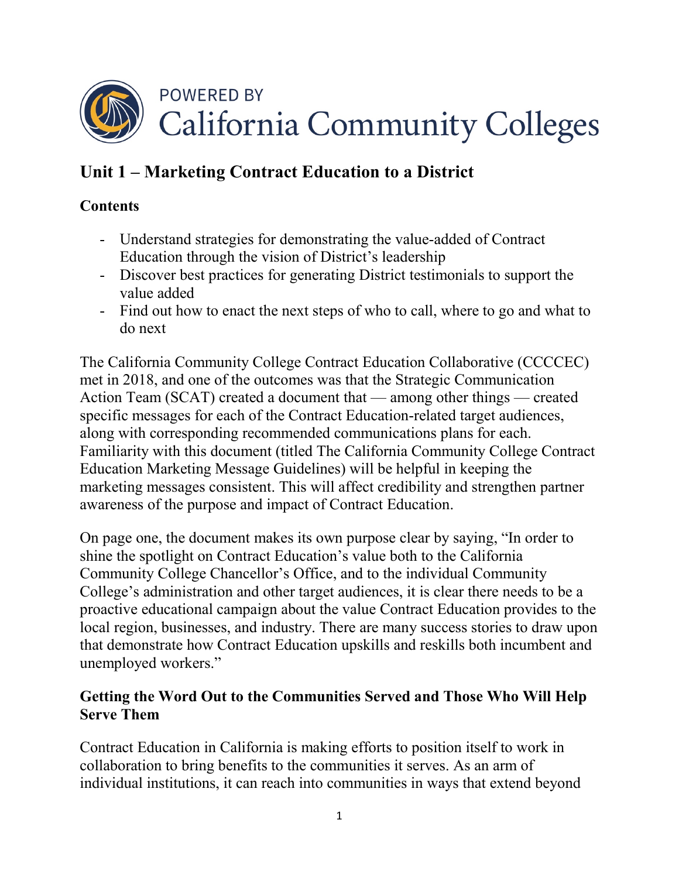POWERED BY California Community Colleges

# Unit 1 – Marketing Contract Education to a District

## Contents

- Understand strategies for demonstrating the value-added of Contract Education through the vision of District's leadership
- Discover best practices for generating District testimonials to support the value added
- Find out how to enact the next steps of who to call, where to go and what to do next

The California Community College Contract Education Collaborative (CCCCEC) met in 2018, and one of the outcomes was that the Strategic Communication Action Team (SCAT) created a document that — among other things — created specific messages for each of the Contract Education-related target audiences, along with corresponding recommended communications plans for each. Familiarity with this document (titled The California Community College Contract Education Marketing Message Guidelines) will be helpful in keeping the marketing messages consistent. This will affect credibility and strengthen partner awareness of the purpose and impact of Contract Education.

On page one, the document makes its own purpose clear by saying, "In order to shine the spotlight on Contract Education's value both to the California Community College Chancellor's Office, and to the individual Community College's administration and other target audiences, it is clear there needs to be a proactive educational campaign about the value Contract Education provides to the local region, businesses, and industry. There are many success stories to draw upon that demonstrate how Contract Education upskills and reskills both incumbent and unemployed workers."

## Getting the Word Out to the Communities Served and Those Who Will Help Serve Them

Contract Education in California is making efforts to position itself to work in collaboration to bring benefits to the communities it serves. As an arm of individual institutions, it can reach into communities in ways that extend beyond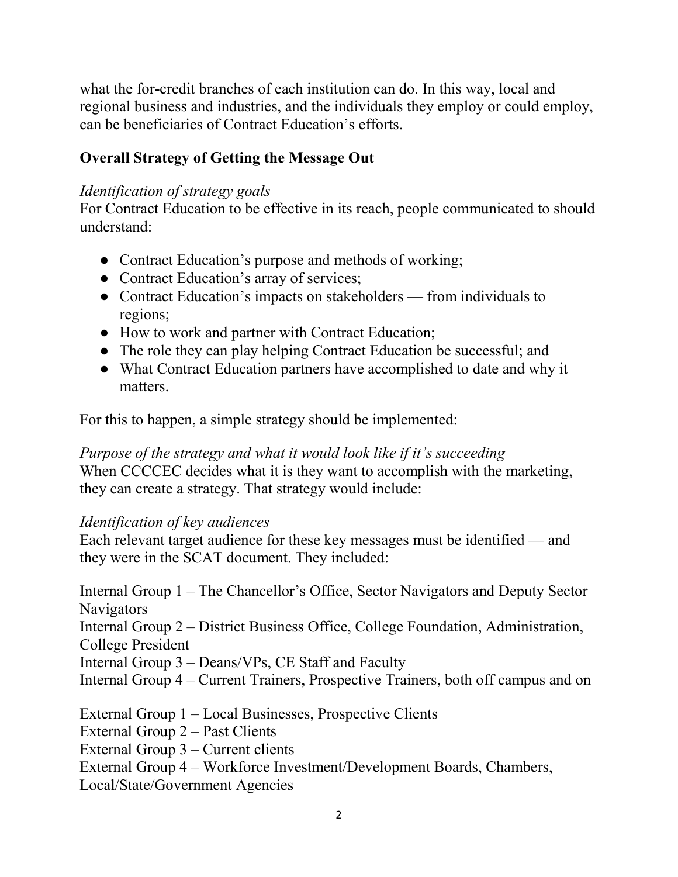what the for-credit branches of each institution can do. In this way, local and regional business and industries, and the individuals they employ or could employ, can be beneficiaries of Contract Education's efforts.

## Overall Strategy of Getting the Message Out

*Identification of strategy goals*

For Contract Education to be effective in its reach, people communicated to should understand:

- Contract Education's purpose and methods of working;
- Contract Education's array of services;
- Contract Education's impacts on stakeholders — from individuals to regions;
- How to work and partner with Contract Education;
- The role they can play helping Contract Education be successful; and
- What Contract Education partners have accomplished to date and why it matters.

For this to happen, a simple strategy should be implemented:

*Purpose of the strategy and what it would look like if it's succeeding*

When CCCCEC decides what it is they want to accomplish with the marketing, they can create a strategy. That strategy would include:

*Identification of key audiences*

Each relevant target audience for these key messages must be identified — and they were in the SCAT document. They included:

Internal Group 1 – The Chancellor's Office, Sector Navigators and Deputy Sector Navigators
Internal Group 2 – District Business Office, College Foundation, Administration, College President
Internal Group 3 – Deans/VPs, CE Staff and Faculty
Internal Group 4 – Current Trainers, Prospective Trainers, both off campus and on

External Group 1 – Local Businesses, Prospective Clients
External Group 2 – Past Clients
External Group 3 – Current clients
External Group 4 – Workforce Investment/Development Boards, Chambers, Local/State/Government Agencies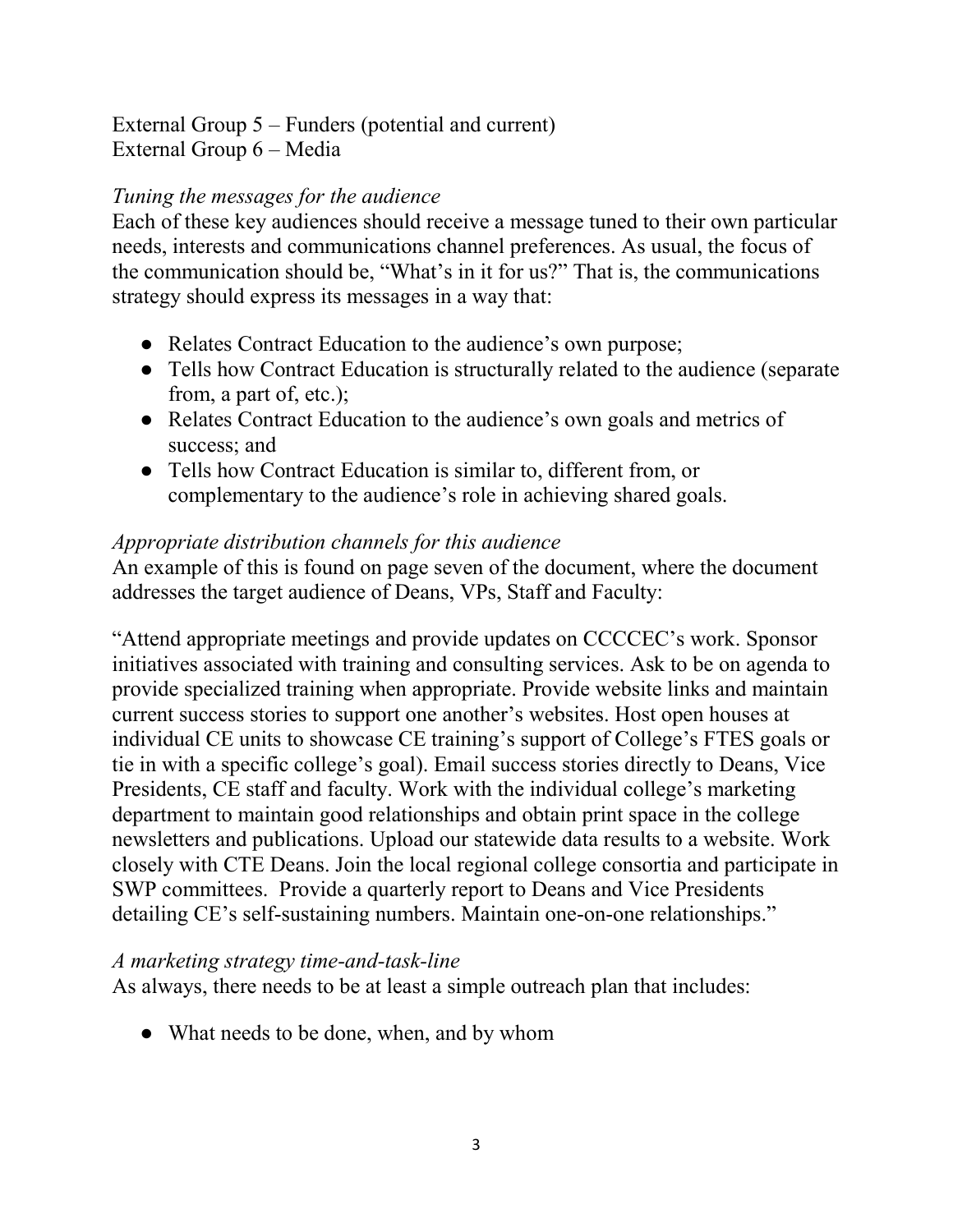External Group 5 – Funders (potential and current)
External Group 6 – Media

*Tuning the messages for the audience*

Each of these key audiences should receive a message tuned to their own particular needs, interests and communications channel preferences. As usual, the focus of the communication should be, "What's in it for us?" That is, the communications strategy should express its messages in a way that:

- Relates Contract Education to the audience's own purpose;
- Tells how Contract Education is structurally related to the audience (separate from, a part of, etc.);
- Relates Contract Education to the audience's own goals and metrics of success; and
- Tells how Contract Education is similar to, different from, or complementary to the audience's role in achieving shared goals.

*Appropriate distribution channels for this audience*

An example of this is found on page seven of the document, where the document addresses the target audience of Deans, VPs, Staff and Faculty:

"Attend appropriate meetings and provide updates on CCCCEC's work. Sponsor initiatives associated with training and consulting services. Ask to be on agenda to provide specialized training when appropriate. Provide website links and maintain current success stories to support one another's websites. Host open houses at individual CE units to showcase CE training's support of College's FTES goals or tie in with a specific college's goal). Email success stories directly to Deans, Vice Presidents, CE staff and faculty. Work with the individual college's marketing department to maintain good relationships and obtain print space in the college newsletters and publications. Upload our statewide data results to a website. Work closely with CTE Deans. Join the local regional college consortia and participate in SWP committees. Provide a quarterly report to Deans and Vice Presidents detailing CE's self-sustaining numbers. Maintain one-on-one relationships."

*A marketing strategy time-and-task-line*

As always, there needs to be at least a simple outreach plan that includes:

- What needs to be done, when, and by whom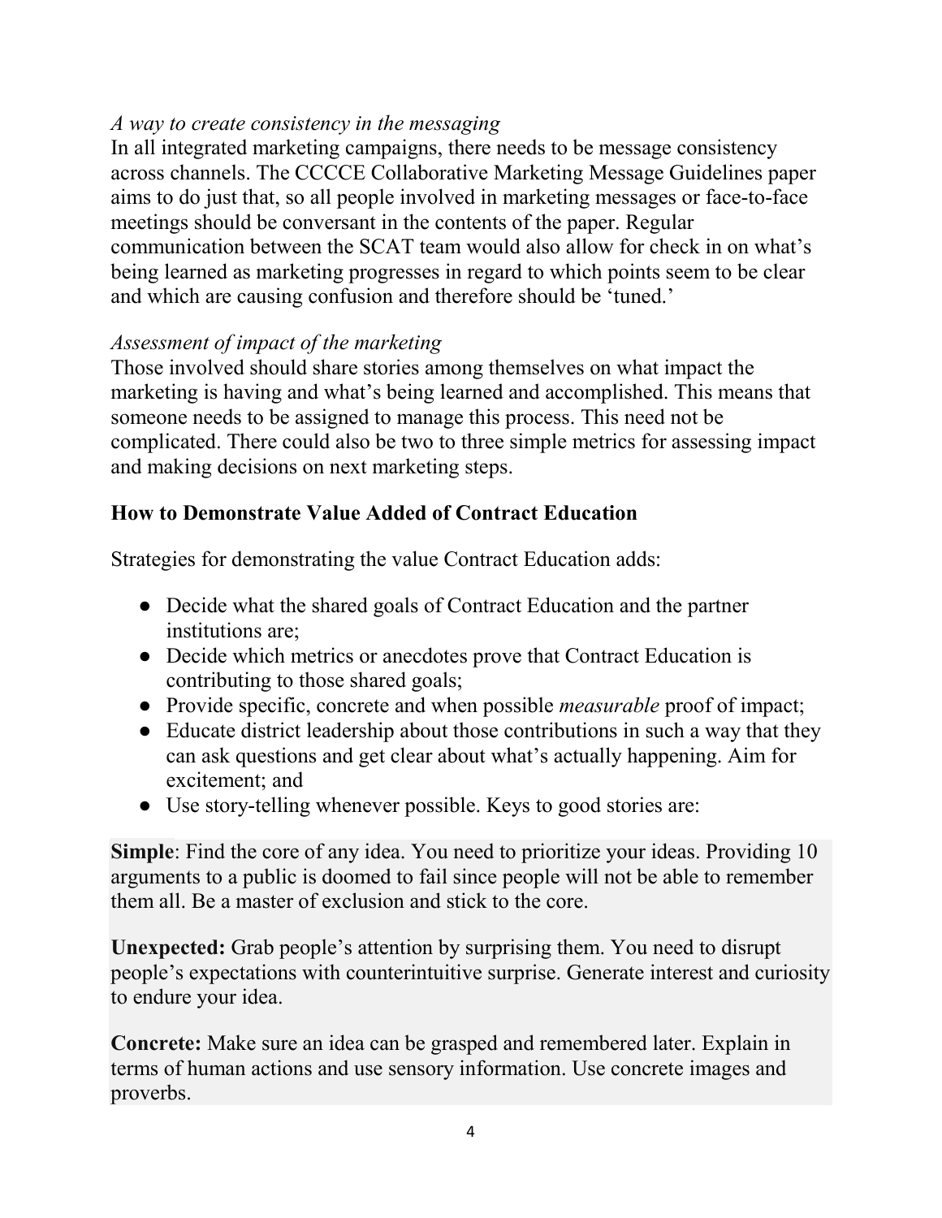*A way to create consistency in the messaging*

In all integrated marketing campaigns, there needs to be message consistency across channels. The CCCCE Collaborative Marketing Message Guidelines paper aims to do just that, so all people involved in marketing messages or face-to-face meetings should be conversant in the contents of the paper. Regular communication between the SCAT team would also allow for check in on what's being learned as marketing progresses in regard to which points seem to be clear and which are causing confusion and therefore should be 'tuned.'

*Assessment of impact of the marketing*

Those involved should share stories among themselves on what impact the marketing is having and what's being learned and accomplished. This means that someone needs to be assigned to manage this process. This need not be complicated. There could also be two to three simple metrics for assessing impact and making decisions on next marketing steps.

**How to Demonstrate Value Added of Contract Education**

Strategies for demonstrating the value Contract Education adds:

- Decide what the shared goals of Contract Education and the partner institutions are;
- Decide which metrics or anecdotes prove that Contract Education is contributing to those shared goals;
- Provide specific, concrete and when possible *measurable* proof of impact;
- Educate district leadership about those contributions in such a way that they can ask questions and get clear about what's actually happening. Aim for excitement; and
- Use story-telling whenever possible. Keys to good stories are:

**Simple**: Find the core of any idea. You need to prioritize your ideas. Providing 10 arguments to a public is doomed to fail since people will not be able to remember them all. Be a master of exclusion and stick to the core.

**Unexpected:** Grab people's attention by surprising them. You need to disrupt people's expectations with counterintuitive surprise. Generate interest and curiosity to endure your idea.

**Concrete:** Make sure an idea can be grasped and remembered later. Explain in terms of human actions and use sensory information. Use concrete images and proverbs.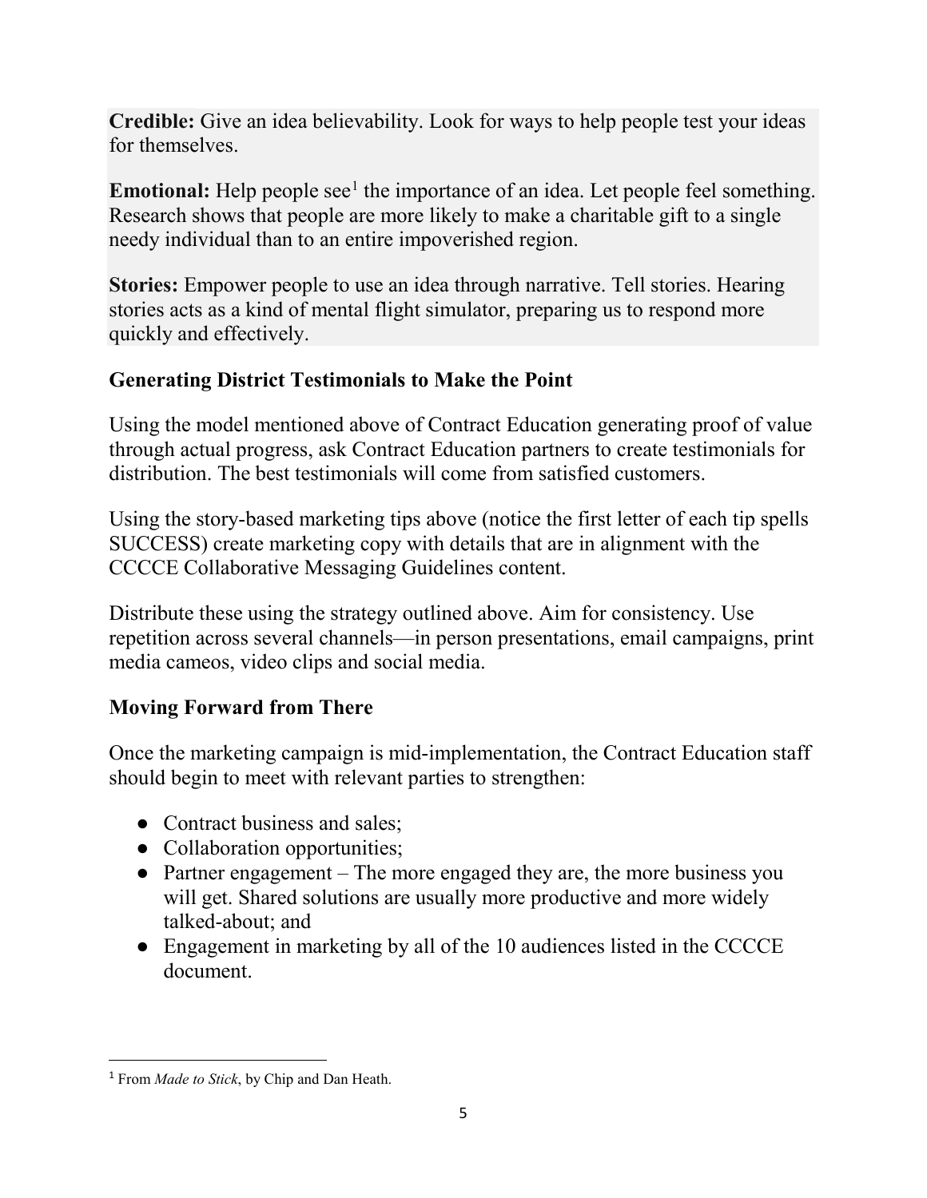**Credible:** Give an idea believability. Look for ways to help people test your ideas for themselves.

**Emotional:** Help people see[1] the importance of an idea. Let people feel something. Research shows that people are more likely to make a charitable gift to a single needy individual than to an entire impoverished region.

**Stories:** Empower people to use an idea through narrative. Tell stories. Hearing stories acts as a kind of mental flight simulator, preparing us to respond more quickly and effectively.

### Generating District Testimonials to Make the Point

Using the model mentioned above of Contract Education generating proof of value through actual progress, ask Contract Education partners to create testimonials for distribution. The best testimonials will come from satisfied customers.

Using the story-based marketing tips above (notice the first letter of each tip spells SUCCESS) create marketing copy with details that are in alignment with the CCCCE Collaborative Messaging Guidelines content.

Distribute these using the strategy outlined above. Aim for consistency. Use repetition across several channels—in person presentations, email campaigns, print media cameos, video clips and social media.

### Moving Forward from There

Once the marketing campaign is mid-implementation, the Contract Education staff should begin to meet with relevant parties to strengthen:

- Contract business and sales;
- Collaboration opportunities;
- Partner engagement – The more engaged they are, the more business you will get. Shared solutions are usually more productive and more widely talked-about; and
- Engagement in marketing by all of the 10 audiences listed in the CCCCE document.

---

[1] From *Made to Stick*, by Chip and Dan Heath.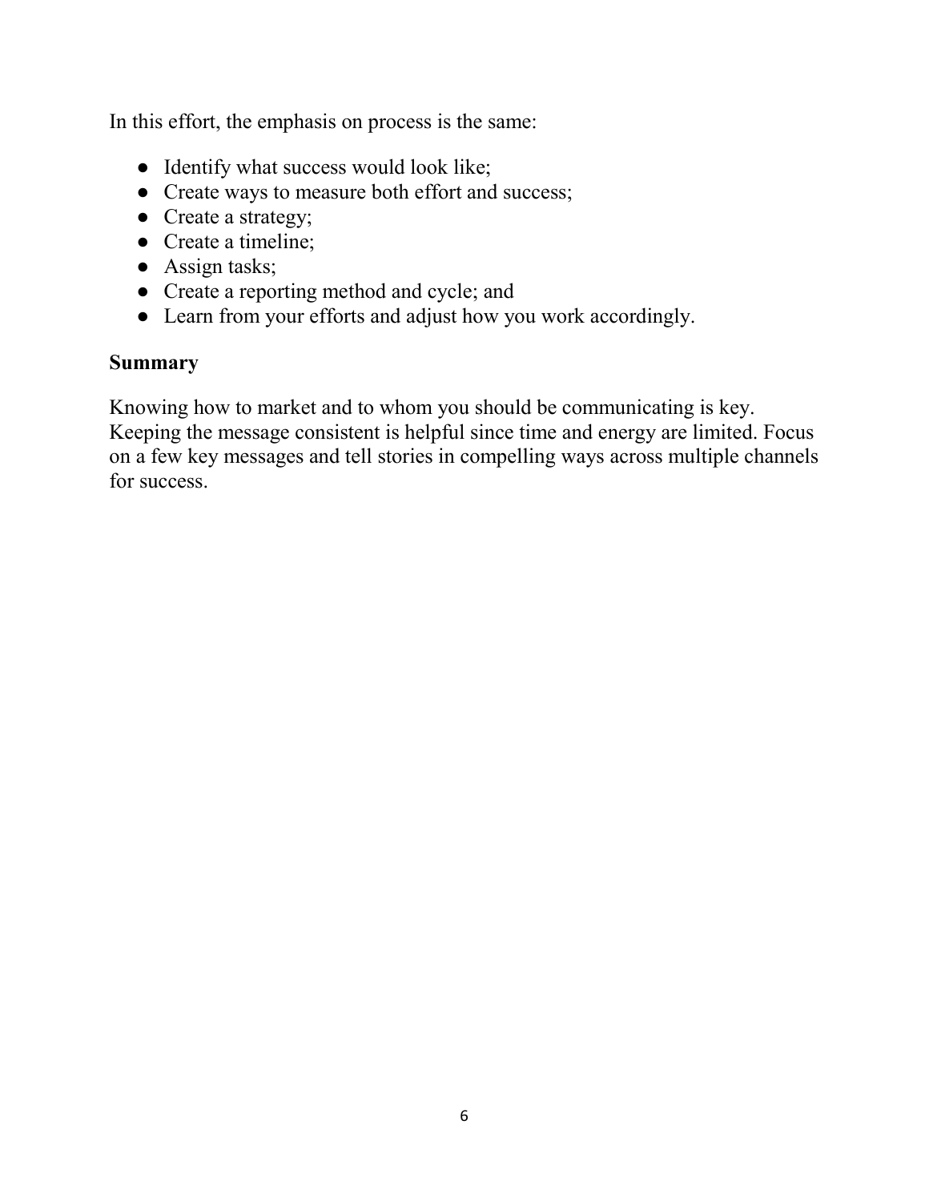In this effort, the emphasis on process is the same:

- Identify what success would look like;
- Create ways to measure both effort and success;
- Create a strategy;
- Create a timeline;
- Assign tasks;
- Create a reporting method and cycle; and
- Learn from your efforts and adjust how you work accordingly.

**Summary**

Knowing how to market and to whom you should be communicating is key. Keeping the message consistent is helpful since time and energy are limited. Focus on a few key messages and tell stories in compelling ways across multiple channels for success.